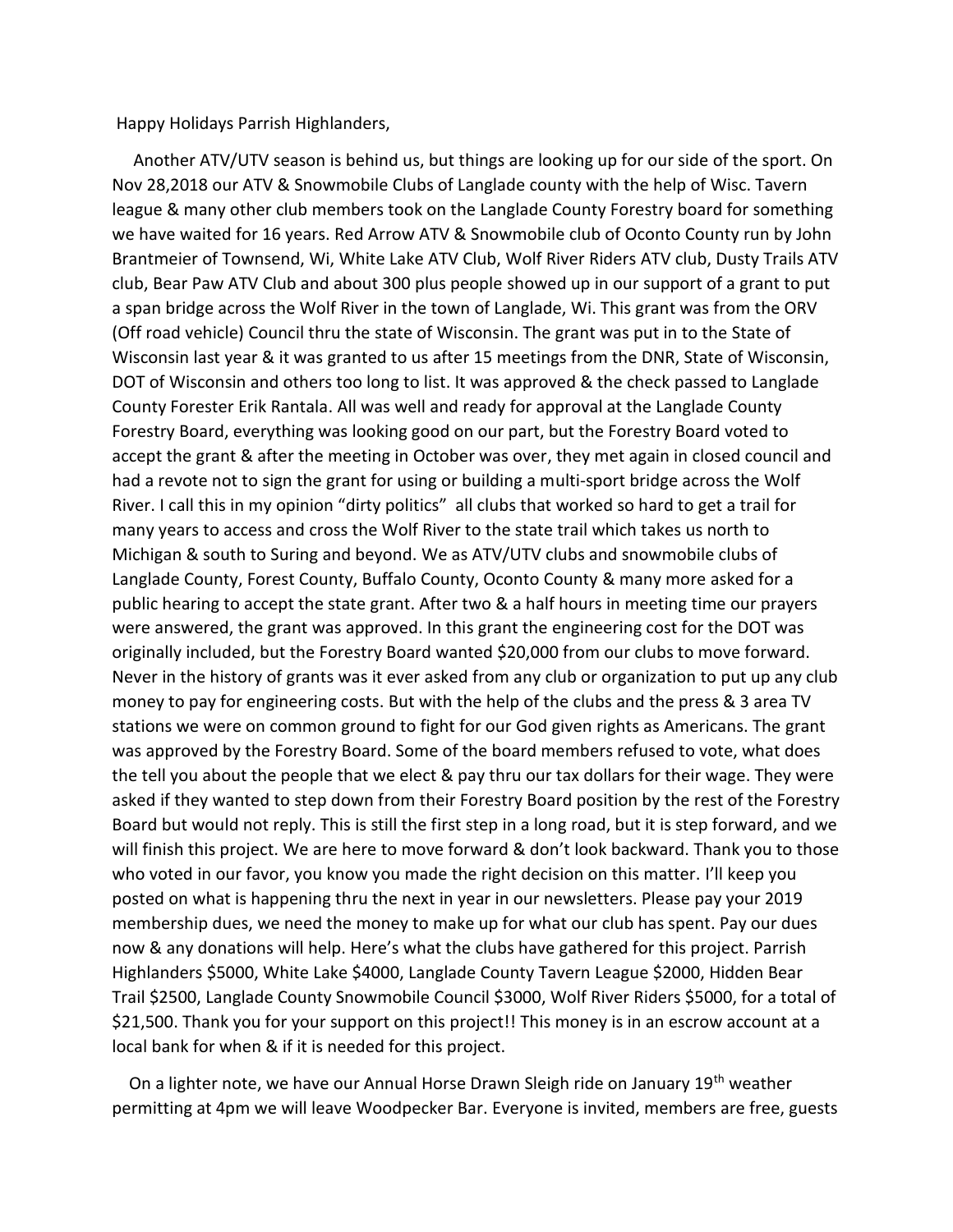Happy Holidays Parrish Highlanders,

Another ATV/UTV season is behind us, but things are looking up for our side of the sport. On Nov 28,2018 our ATV & Snowmobile Clubs of Langlade county with the help of Wisc. Tavern league & many other club members took on the Langlade County Forestry board for something we have waited for 16 years. Red Arrow ATV & Snowmobile club of Oconto County run by John Brantmeier of Townsend, Wi, White Lake ATV Club, Wolf River Riders ATV club, Dusty Trails ATV club, Bear Paw ATV Club and about 300 plus people showed up in our support of a grant to put a span bridge across the Wolf River in the town of Langlade, Wi. This grant was from the ORV (Off road vehicle) Council thru the state of Wisconsin. The grant was put in to the State of Wisconsin last year & it was granted to us after 15 meetings from the DNR, State of Wisconsin, DOT of Wisconsin and others too long to list. It was approved & the check passed to Langlade County Forester Erik Rantala. All was well and ready for approval at the Langlade County Forestry Board, everything was looking good on our part, but the Forestry Board voted to accept the grant & after the meeting in October was over, they met again in closed council and had a revote not to sign the grant for using or building a multi-sport bridge across the Wolf River. I call this in my opinion "dirty politics" all clubs that worked so hard to get a trail for many years to access and cross the Wolf River to the state trail which takes us north to Michigan & south to Suring and beyond. We as ATV/UTV clubs and snowmobile clubs of Langlade County, Forest County, Buffalo County, Oconto County & many more asked for a public hearing to accept the state grant. After two & a half hours in meeting time our prayers were answered, the grant was approved. In this grant the engineering cost for the DOT was originally included, but the Forestry Board wanted $20,000 from our clubs to move forward. Never in the history of grants was it ever asked from any club or organization to put up any club money to pay for engineering costs. But with the help of the clubs and the press & 3 area TV stations we were on common ground to fight for our God given rights as Americans. The grant was approved by the Forestry Board. Some of the board members refused to vote, what does the tell you about the people that we elect & pay thru our tax dollars for their wage. They were asked if they wanted to step down from their Forestry Board position by the rest of the Forestry Board but would not reply. This is still the first step in a long road, but it is step forward, and we will finish this project. We are here to move forward & don't look backward. Thank you to those who voted in our favor, you know you made the right decision on this matter. I'll keep you posted on what is happening thru the next in year in our newsletters. Please pay your 2019 membership dues, we need the money to make up for what our club has spent. Pay our dues now & any donations will help. Here's what the clubs have gathered for this project. Parrish Highlanders $5000, White Lake $4000, Langlade County Tavern League $2000, Hidden Bear Trail $2500, Langlade County Snowmobile Council $3000, Wolf River Riders $5000, for a total of $21,500. Thank you for your support on this project!! This money is in an escrow account at a local bank for when & if it is needed for this project.

On a lighter note, we have our Annual Horse Drawn Sleigh ride on January 19th weather permitting at 4pm we will leave Woodpecker Bar. Everyone is invited, members are free, guests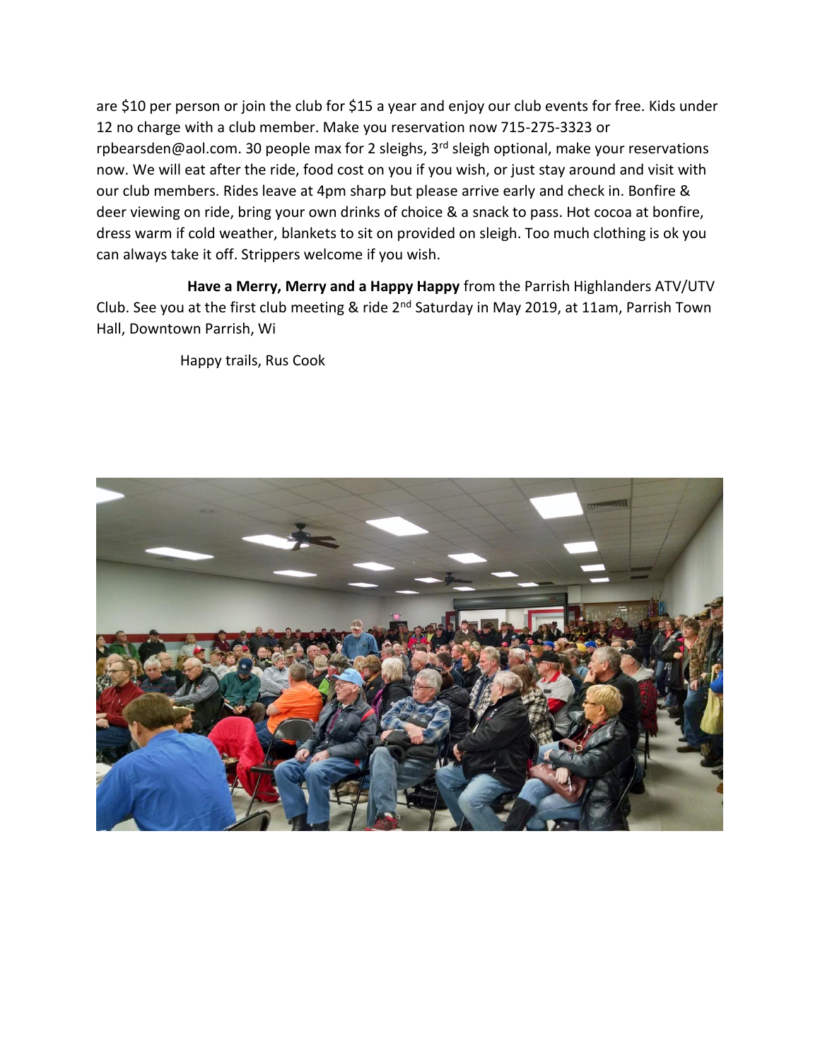are $10 per person or join the club for $15 a year and enjoy our club events for free. Kids under 12 no charge with a club member. Make you reservation now 715-275-3323 or rpbearsden@aol.com. 30 people max for 2 sleighs, 3rd sleigh optional, make your reservations now. We will eat after the ride, food cost on you if you wish, or just stay around and visit with our club members. Rides leave at 4pm sharp but please arrive early and check in. Bonfire & deer viewing on ride, bring your own drinks of choice & a snack to pass. Hot cocoa at bonfire, dress warm if cold weather, blankets to sit on provided on sleigh. Too much clothing is ok you can always take it off. Strippers welcome if you wish.

**Have a Merry, Merry and a Happy Happy** from the Parrish Highlanders ATV/UTV Club. See you at the first club meeting & ride 2nd Saturday in May 2019, at 11am, Parrish Town Hall, Downtown Parrish, Wi

Happy trails, Rus Cook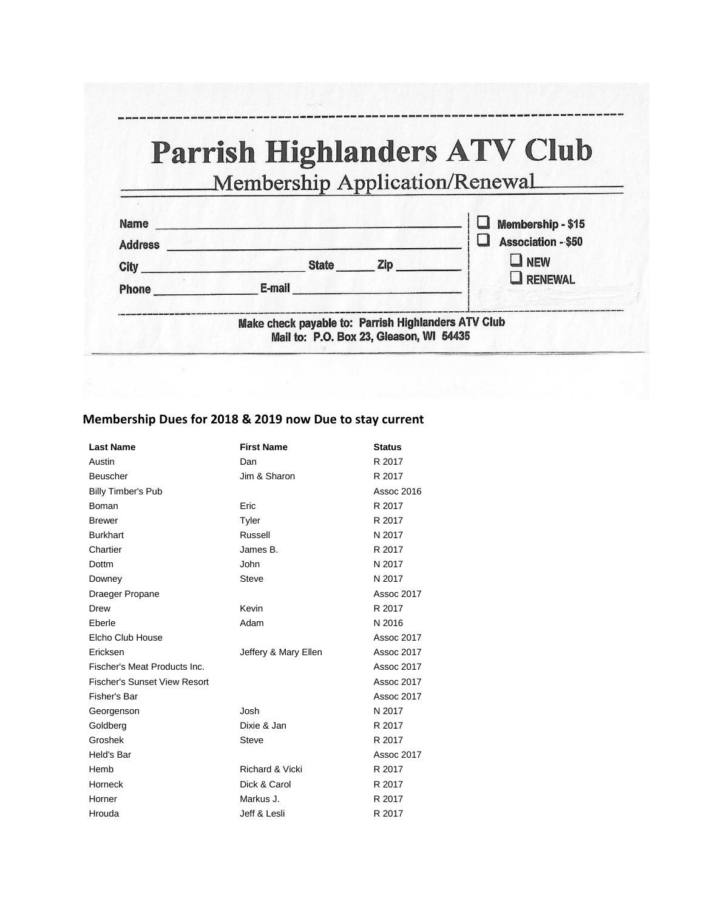## Parrish Highlanders ATV Club

### Membership Application/Renewal

Name ______________________________________

Address ____________________________________

City ____________________ State ______ Zip _________

Phone ______________ E-mail ________________________

- ☐ Membership - $15
- ☐ Association - $50
  - ☐ NEW
  - ☐ RENEWAL

**Make check payable to: Parrish Highlanders ATV Club**
**Mail to: P.O. Box 23, Gleason, WI 54435**

## Membership Dues for 2018 & 2019 now Due to stay current

| Last Name | First Name | Status |
|---|---|---|
| Austin | Dan | R 2017 |
| Beuscher | Jim & Sharon | R 2017 |
| Billy Timber's Pub | | Assoc 2016 |
| Boman | Eric | R 2017 |
| Brewer | Tyler | R 2017 |
| Burkhart | Russell | N 2017 |
| Chartier | James B. | R 2017 |
| Dottm | John | N 2017 |
| Downey | Steve | N 2017 |
| Draeger Propane | | Assoc 2017 |
| Drew | Kevin | R 2017 |
| Eberle | Adam | N 2016 |
| Elcho Club House | | Assoc 2017 |
| Ericksen | Jeffery & Mary Ellen | Assoc 2017 |
| Fischer's Meat Products Inc. | | Assoc 2017 |
| Fischer's Sunset View Resort | | Assoc 2017 |
| Fisher's Bar | | Assoc 2017 |
| Georgenson | Josh | N 2017 |
| Goldberg | Dixie & Jan | R 2017 |
| Groshek | Steve | R 2017 |
| Held's Bar | | Assoc 2017 |
| Hemb | Richard & Vicki | R 2017 |
| Horneck | Dick & Carol | R 2017 |
| Horner | Markus J. | R 2017 |
| Hrouda | Jeff & Lesli | R 2017 |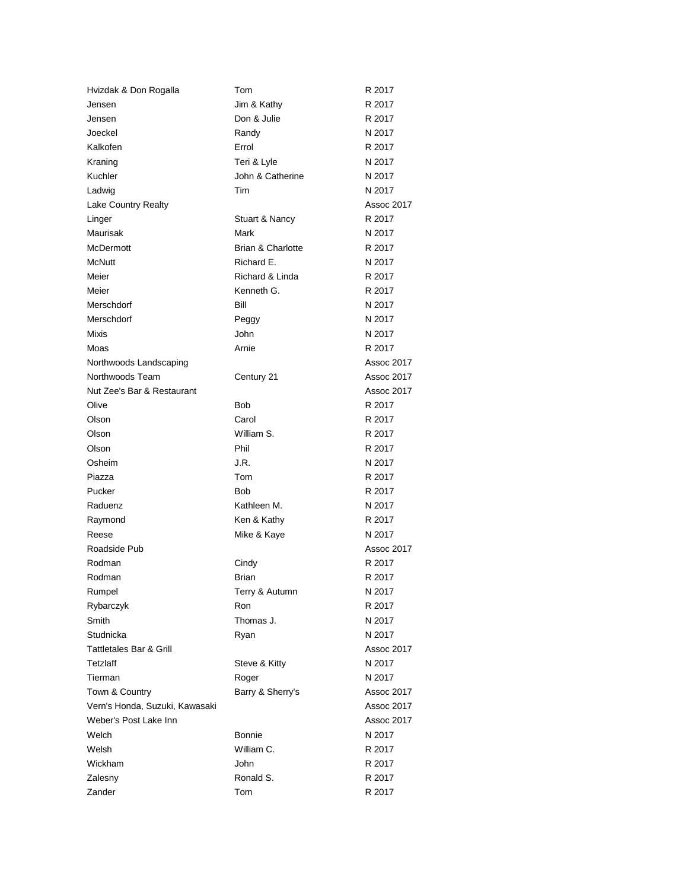| | | |
|---|---|---|
| Hvizdak & Don Rogalla | Tom | R 2017 |
| Jensen | Jim & Kathy | R 2017 |
| Jensen | Don & Julie | R 2017 |
| Joeckel | Randy | N 2017 |
| Kalkofen | Errol | R 2017 |
| Kraning | Teri & Lyle | N 2017 |
| Kuchler | John & Catherine | N 2017 |
| Ladwig | Tim | N 2017 |
| Lake Country Realty | | Assoc 2017 |
| Linger | Stuart & Nancy | R 2017 |
| Maurisak | Mark | N 2017 |
| McDermott | Brian & Charlotte | R 2017 |
| McNutt | Richard E. | N 2017 |
| Meier | Richard & Linda | R 2017 |
| Meier | Kenneth G. | R 2017 |
| Merschdorf | Bill | N 2017 |
| Merschdorf | Peggy | N 2017 |
| Mixis | John | N 2017 |
| Moas | Arnie | R 2017 |
| Northwoods Landscaping | | Assoc 2017 |
| Northwoods Team | Century 21 | Assoc 2017 |
| Nut Zee's Bar & Restaurant | | Assoc 2017 |
| Olive | Bob | R 2017 |
| Olson | Carol | R 2017 |
| Olson | William S. | R 2017 |
| Olson | Phil | R 2017 |
| Osheim | J.R. | N 2017 |
| Piazza | Tom | R 2017 |
| Pucker | Bob | R 2017 |
| Raduenz | Kathleen M. | N 2017 |
| Raymond | Ken & Kathy | R 2017 |
| Reese | Mike & Kaye | N 2017 |
| Roadside Pub | | Assoc 2017 |
| Rodman | Cindy | R 2017 |
| Rodman | Brian | R 2017 |
| Rumpel | Terry & Autumn | N 2017 |
| Rybarczyk | Ron | R 2017 |
| Smith | Thomas J. | N 2017 |
| Studnicka | Ryan | N 2017 |
| Tattletales Bar & Grill | | Assoc 2017 |
| Tetzlaff | Steve & Kitty | N 2017 |
| Tierman | Roger | N 2017 |
| Town & Country | Barry & Sherry's | Assoc 2017 |
| Vern's Honda, Suzuki, Kawasaki | | Assoc 2017 |
| Weber's Post Lake Inn | | Assoc 2017 |
| Welch | Bonnie | N 2017 |
| Welsh | William C. | R 2017 |
| Wickham | John | R 2017 |
| Zalesny | Ronald S. | R 2017 |
| Zander | Tom | R 2017 |